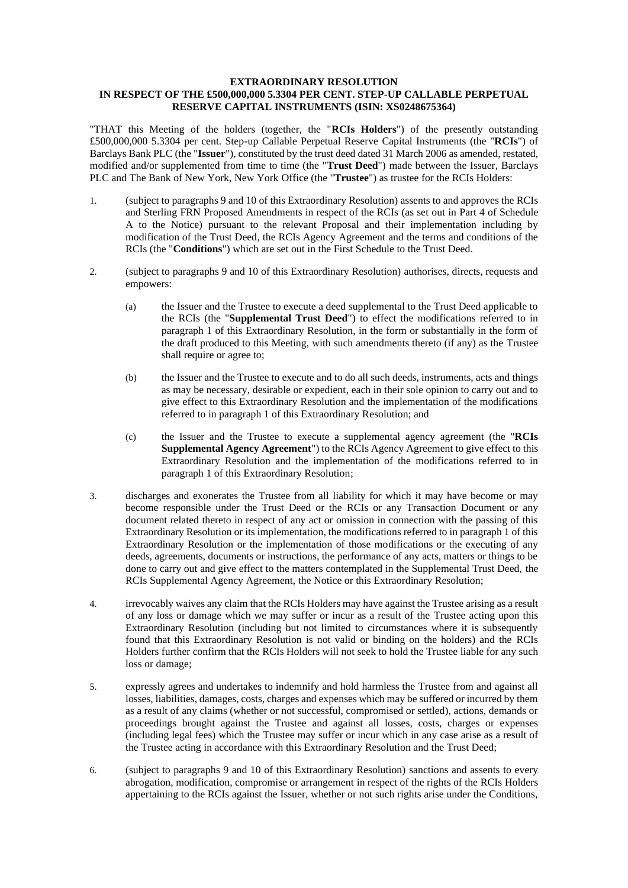**EXTRAORDINARY RESOLUTION**
**IN RESPECT OF THE £500,000,000 5.3304 PER CENT. STEP-UP CALLABLE PERPETUAL RESERVE CAPITAL INSTRUMENTS (ISIN: XS0248675364)**

"THAT this Meeting of the holders (together, the "**RCIs Holders**") of the presently outstanding £500,000,000 5.3304 per cent. Step-up Callable Perpetual Reserve Capital Instruments (the "**RCIs**") of Barclays Bank PLC (the "**Issuer**"), constituted by the trust deed dated 31 March 2006 as amended, restated, modified and/or supplemented from time to time (the "**Trust Deed**") made between the Issuer, Barclays PLC and The Bank of New York, New York Office (the "**Trustee**") as trustee for the RCIs Holders:

1. (subject to paragraphs 9 and 10 of this Extraordinary Resolution) assents to and approves the RCIs and Sterling FRN Proposed Amendments in respect of the RCIs (as set out in Part 4 of Schedule A to the Notice) pursuant to the relevant Proposal and their implementation including by modification of the Trust Deed, the RCIs Agency Agreement and the terms and conditions of the RCIs (the "**Conditions**") which are set out in the First Schedule to the Trust Deed.

2. (subject to paragraphs 9 and 10 of this Extraordinary Resolution) authorises, directs, requests and empowers:

   (a) the Issuer and the Trustee to execute a deed supplemental to the Trust Deed applicable to the RCIs (the "**Supplemental Trust Deed**") to effect the modifications referred to in paragraph 1 of this Extraordinary Resolution, in the form or substantially in the form of the draft produced to this Meeting, with such amendments thereto (if any) as the Trustee shall require or agree to;

   (b) the Issuer and the Trustee to execute and to do all such deeds, instruments, acts and things as may be necessary, desirable or expedient, each in their sole opinion to carry out and to give effect to this Extraordinary Resolution and the implementation of the modifications referred to in paragraph 1 of this Extraordinary Resolution; and

   (c) the Issuer and the Trustee to execute a supplemental agency agreement (the "**RCIs Supplemental Agency Agreement**") to the RCIs Agency Agreement to give effect to this Extraordinary Resolution and the implementation of the modifications referred to in paragraph 1 of this Extraordinary Resolution;

3. discharges and exonerates the Trustee from all liability for which it may have become or may become responsible under the Trust Deed or the RCIs or any Transaction Document or any document related thereto in respect of any act or omission in connection with the passing of this Extraordinary Resolution or its implementation, the modifications referred to in paragraph 1 of this Extraordinary Resolution or the implementation of those modifications or the executing of any deeds, agreements, documents or instructions, the performance of any acts, matters or things to be done to carry out and give effect to the matters contemplated in the Supplemental Trust Deed, the RCIs Supplemental Agency Agreement, the Notice or this Extraordinary Resolution;

4. irrevocably waives any claim that the RCIs Holders may have against the Trustee arising as a result of any loss or damage which we may suffer or incur as a result of the Trustee acting upon this Extraordinary Resolution (including but not limited to circumstances where it is subsequently found that this Extraordinary Resolution is not valid or binding on the holders) and the RCIs Holders further confirm that the RCIs Holders will not seek to hold the Trustee liable for any such loss or damage;

5. expressly agrees and undertakes to indemnify and hold harmless the Trustee from and against all losses, liabilities, damages, costs, charges and expenses which may be suffered or incurred by them as a result of any claims (whether or not successful, compromised or settled), actions, demands or proceedings brought against the Trustee and against all losses, costs, charges or expenses (including legal fees) which the Trustee may suffer or incur which in any case arise as a result of the Trustee acting in accordance with this Extraordinary Resolution and the Trust Deed;

6. (subject to paragraphs 9 and 10 of this Extraordinary Resolution) sanctions and assents to every abrogation, modification, compromise or arrangement in respect of the rights of the RCIs Holders appertaining to the RCIs against the Issuer, whether or not such rights arise under the Conditions,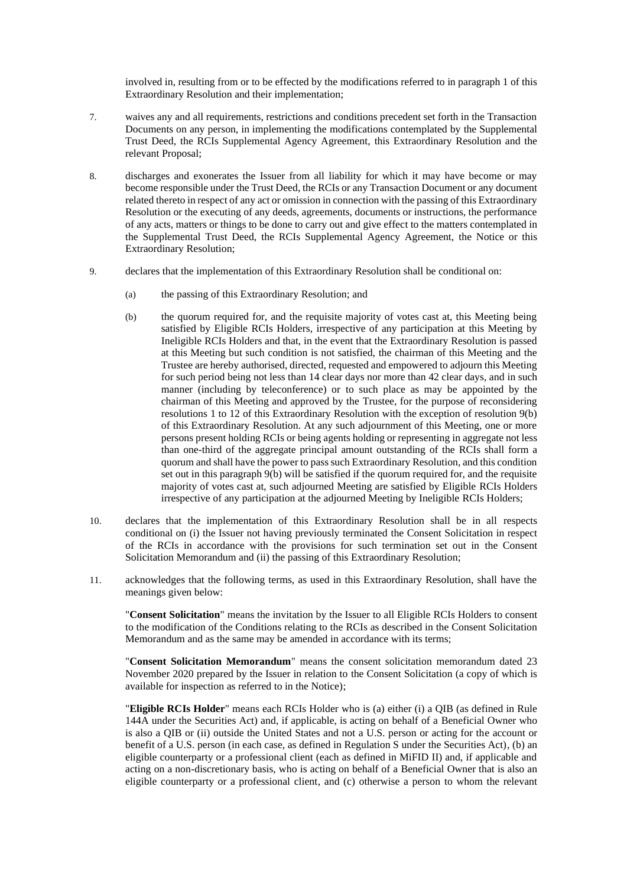involved in, resulting from or to be effected by the modifications referred to in paragraph 1 of this Extraordinary Resolution and their implementation;

7. waives any and all requirements, restrictions and conditions precedent set forth in the Transaction Documents on any person, in implementing the modifications contemplated by the Supplemental Trust Deed, the RCIs Supplemental Agency Agreement, this Extraordinary Resolution and the relevant Proposal;

8. discharges and exonerates the Issuer from all liability for which it may have become or may become responsible under the Trust Deed, the RCIs or any Transaction Document or any document related thereto in respect of any act or omission in connection with the passing of this Extraordinary Resolution or the executing of any deeds, agreements, documents or instructions, the performance of any acts, matters or things to be done to carry out and give effect to the matters contemplated in the Supplemental Trust Deed, the RCIs Supplemental Agency Agreement, the Notice or this Extraordinary Resolution;

9. declares that the implementation of this Extraordinary Resolution shall be conditional on:

   (a) the passing of this Extraordinary Resolution; and

   (b) the quorum required for, and the requisite majority of votes cast at, this Meeting being satisfied by Eligible RCIs Holders, irrespective of any participation at this Meeting by Ineligible RCIs Holders and that, in the event that the Extraordinary Resolution is passed at this Meeting but such condition is not satisfied, the chairman of this Meeting and the Trustee are hereby authorised, directed, requested and empowered to adjourn this Meeting for such period being not less than 14 clear days nor more than 42 clear days, and in such manner (including by teleconference) or to such place as may be appointed by the chairman of this Meeting and approved by the Trustee, for the purpose of reconsidering resolutions 1 to 12 of this Extraordinary Resolution with the exception of resolution 9(b) of this Extraordinary Resolution. At any such adjournment of this Meeting, one or more persons present holding RCIs or being agents holding or representing in aggregate not less than one-third of the aggregate principal amount outstanding of the RCIs shall form a quorum and shall have the power to pass such Extraordinary Resolution, and this condition set out in this paragraph 9(b) will be satisfied if the quorum required for, and the requisite majority of votes cast at, such adjourned Meeting are satisfied by Eligible RCIs Holders irrespective of any participation at the adjourned Meeting by Ineligible RCIs Holders;

10. declares that the implementation of this Extraordinary Resolution shall be in all respects conditional on (i) the Issuer not having previously terminated the Consent Solicitation in respect of the RCIs in accordance with the provisions for such termination set out in the Consent Solicitation Memorandum and (ii) the passing of this Extraordinary Resolution;

11. acknowledges that the following terms, as used in this Extraordinary Resolution, shall have the meanings given below:

   "**Consent Solicitation**" means the invitation by the Issuer to all Eligible RCIs Holders to consent to the modification of the Conditions relating to the RCIs as described in the Consent Solicitation Memorandum and as the same may be amended in accordance with its terms;

   "**Consent Solicitation Memorandum**" means the consent solicitation memorandum dated 23 November 2020 prepared by the Issuer in relation to the Consent Solicitation (a copy of which is available for inspection as referred to in the Notice);

   "**Eligible RCIs Holder**" means each RCIs Holder who is (a) either (i) a QIB (as defined in Rule 144A under the Securities Act) and, if applicable, is acting on behalf of a Beneficial Owner who is also a QIB or (ii) outside the United States and not a U.S. person or acting for the account or benefit of a U.S. person (in each case, as defined in Regulation S under the Securities Act), (b) an eligible counterparty or a professional client (each as defined in MiFID II) and, if applicable and acting on a non-discretionary basis, who is acting on behalf of a Beneficial Owner that is also an eligible counterparty or a professional client, and (c) otherwise a person to whom the relevant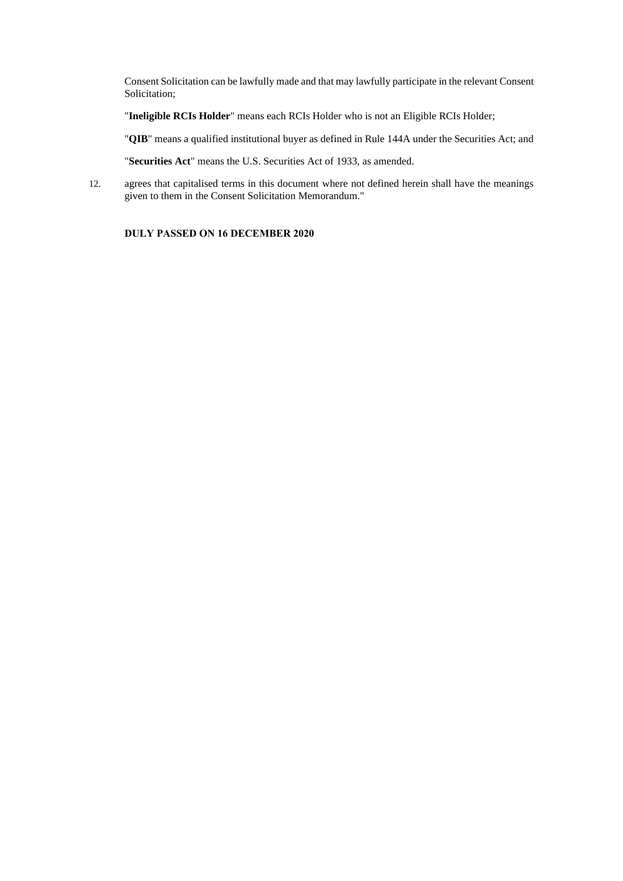Consent Solicitation can be lawfully made and that may lawfully participate in the relevant Consent Solicitation;

"**Ineligible RCIs Holder**" means each RCIs Holder who is not an Eligible RCIs Holder;

"**QIB**" means a qualified institutional buyer as defined in Rule 144A under the Securities Act; and

"**Securities Act**" means the U.S. Securities Act of 1933, as amended.

12. agrees that capitalised terms in this document where not defined herein shall have the meanings given to them in the Consent Solicitation Memorandum."

**DULY PASSED ON 16 DECEMBER 2020**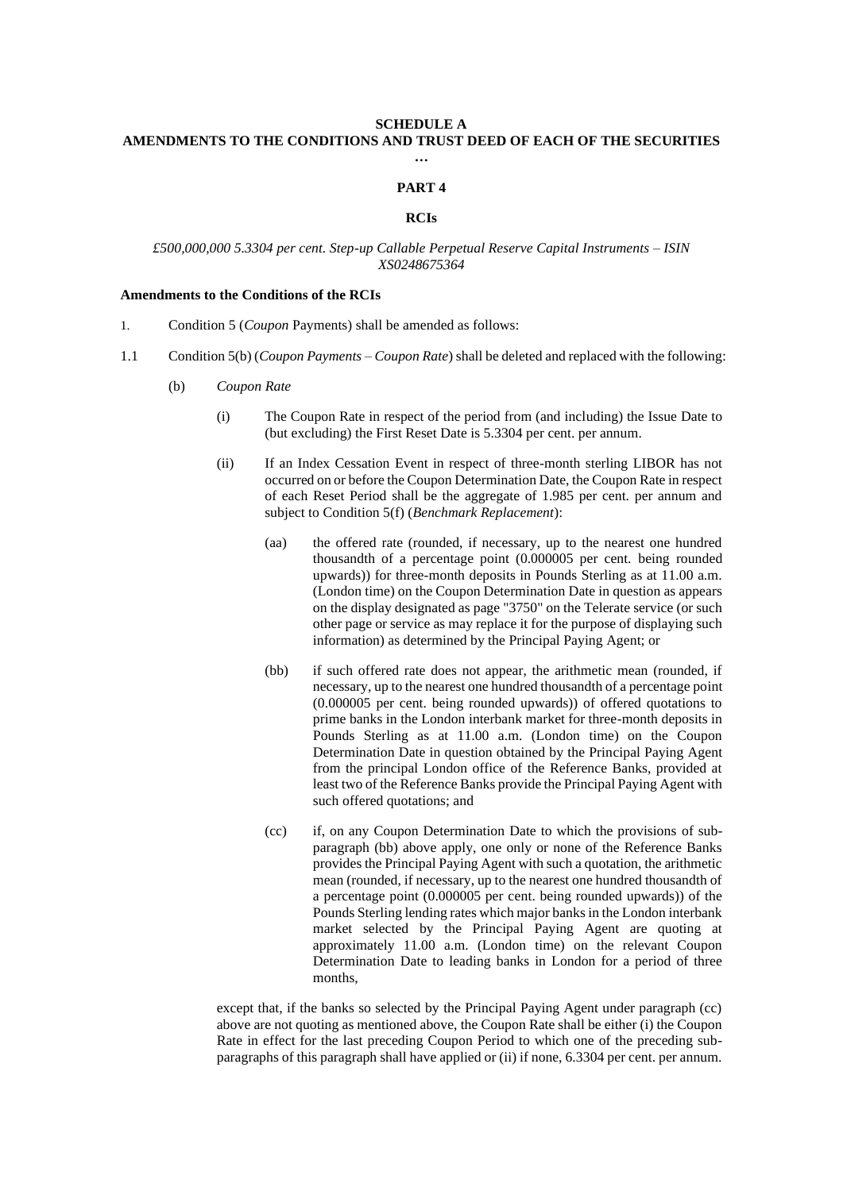**SCHEDULE A**
**AMENDMENTS TO THE CONDITIONS AND TRUST DEED OF EACH OF THE SECURITIES**

…

**PART 4**

**RCIs**

*£500,000,000 5.3304 per cent. Step-up Callable Perpetual Reserve Capital Instruments – ISIN XS0248675364*

**Amendments to the Conditions of the RCIs**

1. Condition 5 (*Coupon* Payments) shall be amended as follows:

1.1 Condition 5(b) (*Coupon Payments – Coupon Rate*) shall be deleted and replaced with the following:

(b) *Coupon Rate*

(i) The Coupon Rate in respect of the period from (and including) the Issue Date to (but excluding) the First Reset Date is 5.3304 per cent. per annum.

(ii) If an Index Cessation Event in respect of three-month sterling LIBOR has not occurred on or before the Coupon Determination Date, the Coupon Rate in respect of each Reset Period shall be the aggregate of 1.985 per cent. per annum and subject to Condition 5(f) (*Benchmark Replacement*):

(aa) the offered rate (rounded, if necessary, up to the nearest one hundred thousandth of a percentage point (0.000005 per cent. being rounded upwards)) for three-month deposits in Pounds Sterling as at 11.00 a.m. (London time) on the Coupon Determination Date in question as appears on the display designated as page "3750" on the Telerate service (or such other page or service as may replace it for the purpose of displaying such information) as determined by the Principal Paying Agent; or

(bb) if such offered rate does not appear, the arithmetic mean (rounded, if necessary, up to the nearest one hundred thousandth of a percentage point (0.000005 per cent. being rounded upwards)) of offered quotations to prime banks in the London interbank market for three-month deposits in Pounds Sterling as at 11.00 a.m. (London time) on the Coupon Determination Date in question obtained by the Principal Paying Agent from the principal London office of the Reference Banks, provided at least two of the Reference Banks provide the Principal Paying Agent with such offered quotations; and

(cc) if, on any Coupon Determination Date to which the provisions of sub-paragraph (bb) above apply, one only or none of the Reference Banks provides the Principal Paying Agent with such a quotation, the arithmetic mean (rounded, if necessary, up to the nearest one hundred thousandth of a percentage point (0.000005 per cent. being rounded upwards)) of the Pounds Sterling lending rates which major banks in the London interbank market selected by the Principal Paying Agent are quoting at approximately 11.00 a.m. (London time) on the relevant Coupon Determination Date to leading banks in London for a period of three months,

except that, if the banks so selected by the Principal Paying Agent under paragraph (cc) above are not quoting as mentioned above, the Coupon Rate shall be either (i) the Coupon Rate in effect for the last preceding Coupon Period to which one of the preceding sub-paragraphs of this paragraph shall have applied or (ii) if none, 6.3304 per cent. per annum.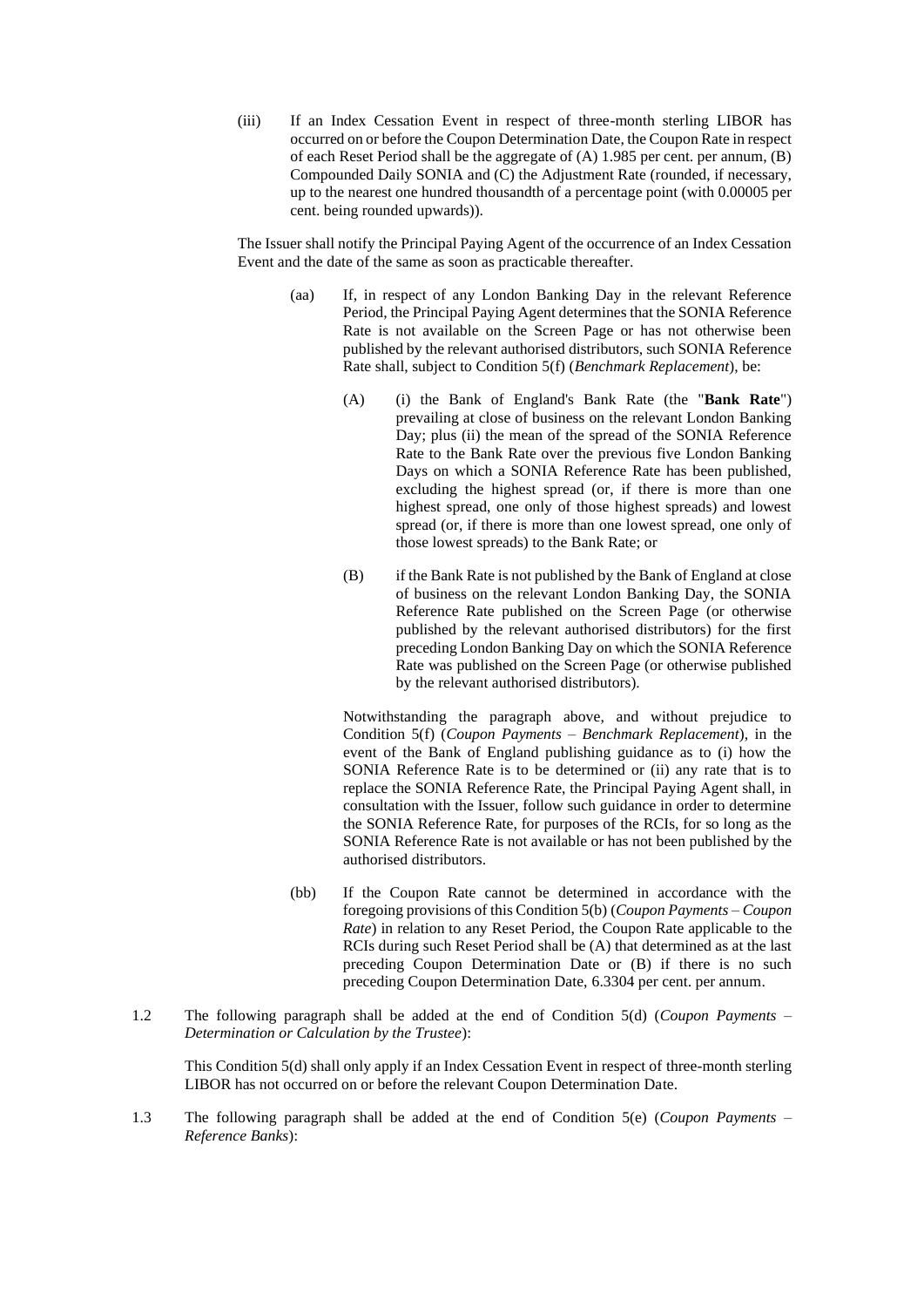(iii) If an Index Cessation Event in respect of three-month sterling LIBOR has occurred on or before the Coupon Determination Date, the Coupon Rate in respect of each Reset Period shall be the aggregate of (A) 1.985 per cent. per annum, (B) Compounded Daily SONIA and (C) the Adjustment Rate (rounded, if necessary, up to the nearest one hundred thousandth of a percentage point (with 0.00005 per cent. being rounded upwards)).

The Issuer shall notify the Principal Paying Agent of the occurrence of an Index Cessation Event and the date of the same as soon as practicable thereafter.

(aa) If, in respect of any London Banking Day in the relevant Reference Period, the Principal Paying Agent determines that the SONIA Reference Rate is not available on the Screen Page or has not otherwise been published by the relevant authorised distributors, such SONIA Reference Rate shall, subject to Condition 5(f) (*Benchmark Replacement*), be:

(A) (i) the Bank of England's Bank Rate (the "**Bank Rate**") prevailing at close of business on the relevant London Banking Day; plus (ii) the mean of the spread of the SONIA Reference Rate to the Bank Rate over the previous five London Banking Days on which a SONIA Reference Rate has been published, excluding the highest spread (or, if there is more than one highest spread, one only of those highest spreads) and lowest spread (or, if there is more than one lowest spread, one only of those lowest spreads) to the Bank Rate; or

(B) if the Bank Rate is not published by the Bank of England at close of business on the relevant London Banking Day, the SONIA Reference Rate published on the Screen Page (or otherwise published by the relevant authorised distributors) for the first preceding London Banking Day on which the SONIA Reference Rate was published on the Screen Page (or otherwise published by the relevant authorised distributors).

Notwithstanding the paragraph above, and without prejudice to Condition 5(f) (*Coupon Payments – Benchmark Replacement*), in the event of the Bank of England publishing guidance as to (i) how the SONIA Reference Rate is to be determined or (ii) any rate that is to replace the SONIA Reference Rate, the Principal Paying Agent shall, in consultation with the Issuer, follow such guidance in order to determine the SONIA Reference Rate, for purposes of the RCIs, for so long as the SONIA Reference Rate is not available or has not been published by the authorised distributors.

(bb) If the Coupon Rate cannot be determined in accordance with the foregoing provisions of this Condition 5(b) (*Coupon Payments – Coupon Rate*) in relation to any Reset Period, the Coupon Rate applicable to the RCIs during such Reset Period shall be (A) that determined as at the last preceding Coupon Determination Date or (B) if there is no such preceding Coupon Determination Date, 6.3304 per cent. per annum.

1.2 The following paragraph shall be added at the end of Condition 5(d) (*Coupon Payments – Determination or Calculation by the Trustee*):

This Condition 5(d) shall only apply if an Index Cessation Event in respect of three-month sterling LIBOR has not occurred on or before the relevant Coupon Determination Date.

1.3 The following paragraph shall be added at the end of Condition 5(e) (*Coupon Payments – Reference Banks*):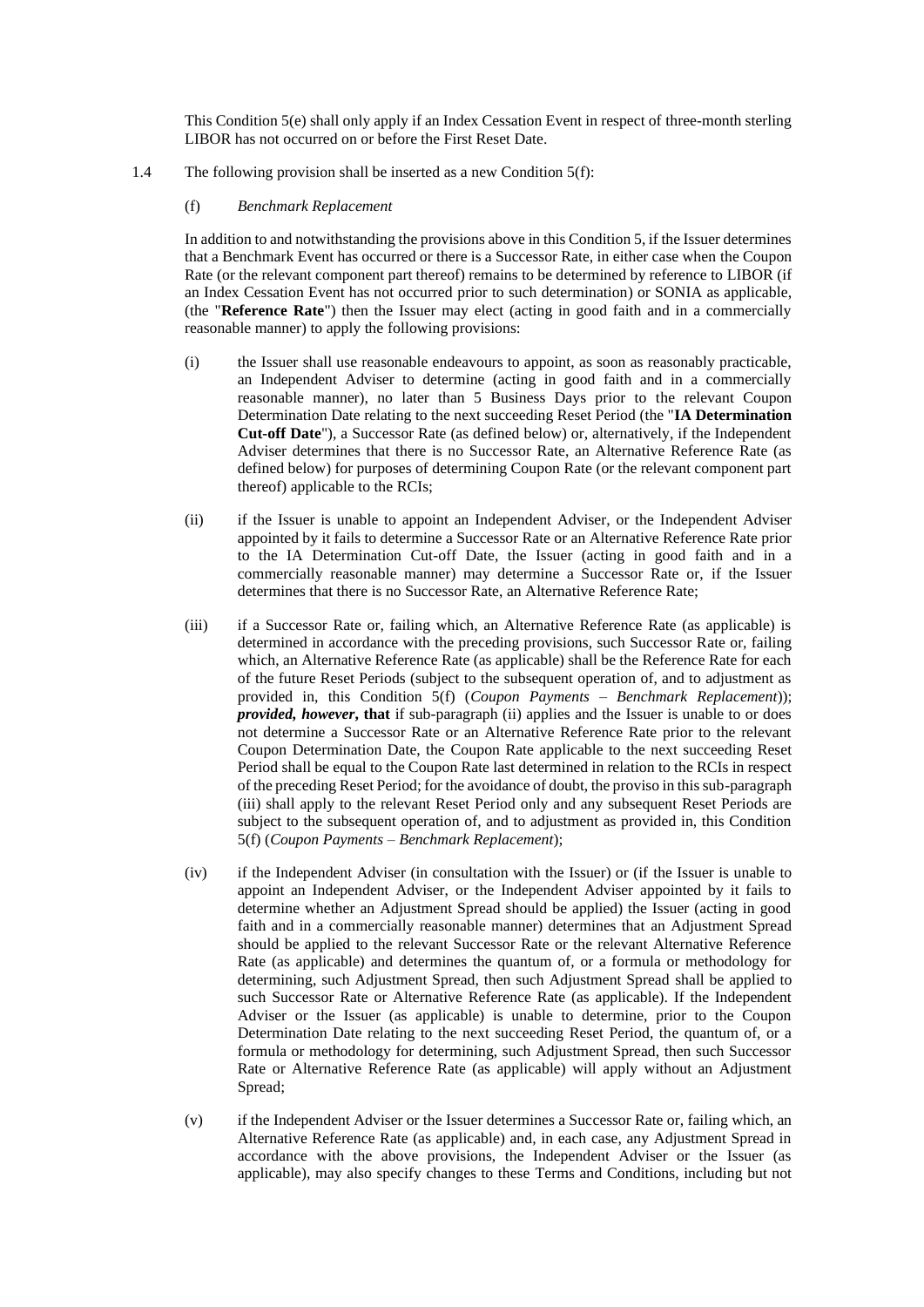This Condition 5(e) shall only apply if an Index Cessation Event in respect of three-month sterling LIBOR has not occurred on or before the First Reset Date.

1.4 The following provision shall be inserted as a new Condition 5(f):

(f) *Benchmark Replacement*

In addition to and notwithstanding the provisions above in this Condition 5, if the Issuer determines that a Benchmark Event has occurred or there is a Successor Rate, in either case when the Coupon Rate (or the relevant component part thereof) remains to be determined by reference to LIBOR (if an Index Cessation Event has not occurred prior to such determination) or SONIA as applicable, (the "**Reference Rate**") then the Issuer may elect (acting in good faith and in a commercially reasonable manner) to apply the following provisions:

(i) the Issuer shall use reasonable endeavours to appoint, as soon as reasonably practicable, an Independent Adviser to determine (acting in good faith and in a commercially reasonable manner), no later than 5 Business Days prior to the relevant Coupon Determination Date relating to the next succeeding Reset Period (the "**IA Determination Cut-off Date**"), a Successor Rate (as defined below) or, alternatively, if the Independent Adviser determines that there is no Successor Rate, an Alternative Reference Rate (as defined below) for purposes of determining Coupon Rate (or the relevant component part thereof) applicable to the RCIs;

(ii) if the Issuer is unable to appoint an Independent Adviser, or the Independent Adviser appointed by it fails to determine a Successor Rate or an Alternative Reference Rate prior to the IA Determination Cut-off Date, the Issuer (acting in good faith and in a commercially reasonable manner) may determine a Successor Rate or, if the Issuer determines that there is no Successor Rate, an Alternative Reference Rate;

(iii) if a Successor Rate or, failing which, an Alternative Reference Rate (as applicable) is determined in accordance with the preceding provisions, such Successor Rate or, failing which, an Alternative Reference Rate (as applicable) shall be the Reference Rate for each of the future Reset Periods (subject to the subsequent operation of, and to adjustment as provided in, this Condition 5(f) (*Coupon Payments – Benchmark Replacement*)); ***provided, however,* that** if sub-paragraph (ii) applies and the Issuer is unable to or does not determine a Successor Rate or an Alternative Reference Rate prior to the relevant Coupon Determination Date, the Coupon Rate applicable to the next succeeding Reset Period shall be equal to the Coupon Rate last determined in relation to the RCIs in respect of the preceding Reset Period; for the avoidance of doubt, the proviso in this sub-paragraph (iii) shall apply to the relevant Reset Period only and any subsequent Reset Periods are subject to the subsequent operation of, and to adjustment as provided in, this Condition 5(f) (*Coupon Payments – Benchmark Replacement*);

(iv) if the Independent Adviser (in consultation with the Issuer) or (if the Issuer is unable to appoint an Independent Adviser, or the Independent Adviser appointed by it fails to determine whether an Adjustment Spread should be applied) the Issuer (acting in good faith and in a commercially reasonable manner) determines that an Adjustment Spread should be applied to the relevant Successor Rate or the relevant Alternative Reference Rate (as applicable) and determines the quantum of, or a formula or methodology for determining, such Adjustment Spread, then such Adjustment Spread shall be applied to such Successor Rate or Alternative Reference Rate (as applicable). If the Independent Adviser or the Issuer (as applicable) is unable to determine, prior to the Coupon Determination Date relating to the next succeeding Reset Period, the quantum of, or a formula or methodology for determining, such Adjustment Spread, then such Successor Rate or Alternative Reference Rate (as applicable) will apply without an Adjustment Spread;

(v) if the Independent Adviser or the Issuer determines a Successor Rate or, failing which, an Alternative Reference Rate (as applicable) and, in each case, any Adjustment Spread in accordance with the above provisions, the Independent Adviser or the Issuer (as applicable), may also specify changes to these Terms and Conditions, including but not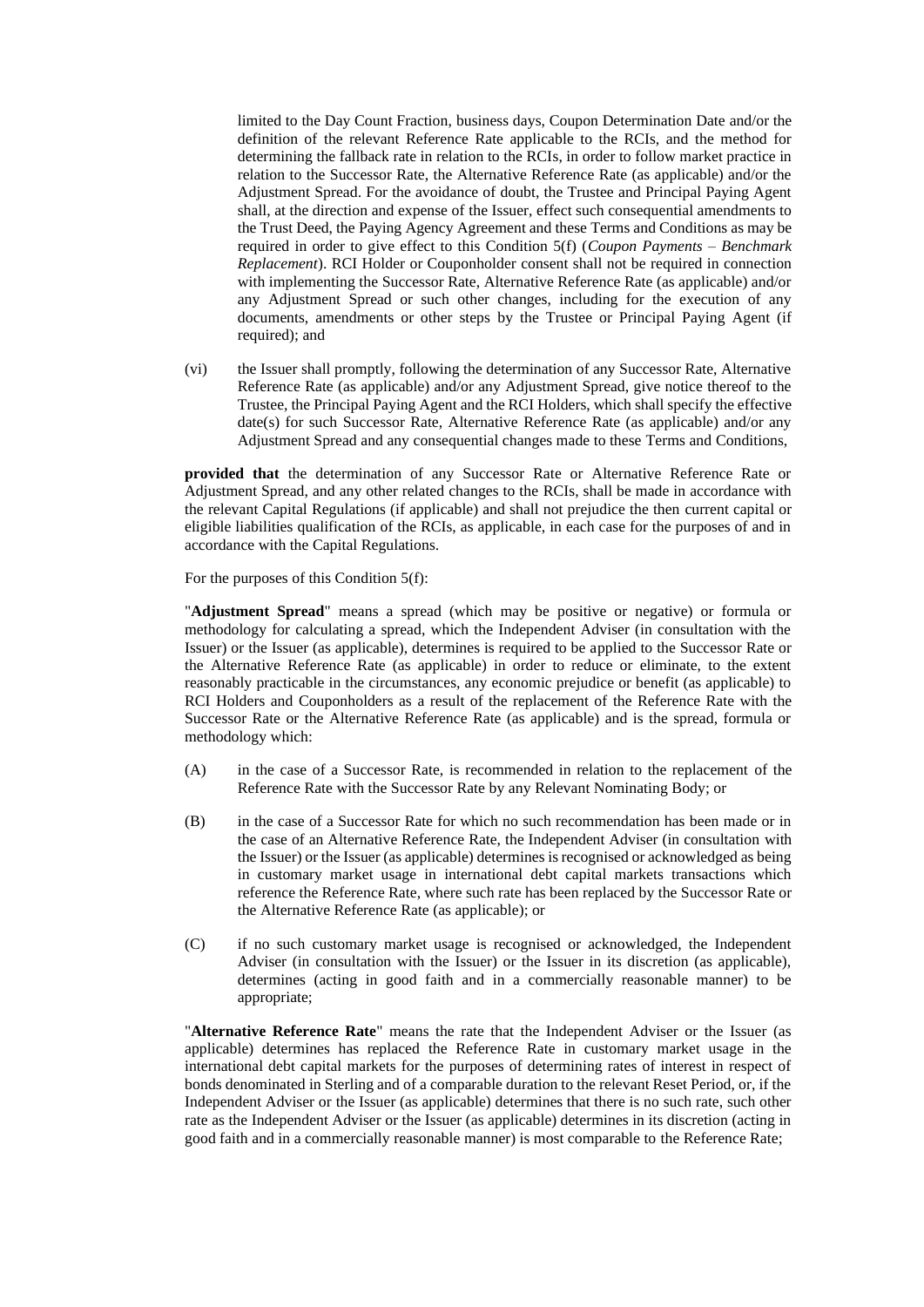limited to the Day Count Fraction, business days, Coupon Determination Date and/or the definition of the relevant Reference Rate applicable to the RCIs, and the method for determining the fallback rate in relation to the RCIs, in order to follow market practice in relation to the Successor Rate, the Alternative Reference Rate (as applicable) and/or the Adjustment Spread. For the avoidance of doubt, the Trustee and Principal Paying Agent shall, at the direction and expense of the Issuer, effect such consequential amendments to the Trust Deed, the Paying Agency Agreement and these Terms and Conditions as may be required in order to give effect to this Condition 5(f) (*Coupon Payments – Benchmark Replacement*). RCI Holder or Couponholder consent shall not be required in connection with implementing the Successor Rate, Alternative Reference Rate (as applicable) and/or any Adjustment Spread or such other changes, including for the execution of any documents, amendments or other steps by the Trustee or Principal Paying Agent (if required); and

(vi) the Issuer shall promptly, following the determination of any Successor Rate, Alternative Reference Rate (as applicable) and/or any Adjustment Spread, give notice thereof to the Trustee, the Principal Paying Agent and the RCI Holders, which shall specify the effective date(s) for such Successor Rate, Alternative Reference Rate (as applicable) and/or any Adjustment Spread and any consequential changes made to these Terms and Conditions,

**provided that** the determination of any Successor Rate or Alternative Reference Rate or Adjustment Spread, and any other related changes to the RCIs, shall be made in accordance with the relevant Capital Regulations (if applicable) and shall not prejudice the then current capital or eligible liabilities qualification of the RCIs, as applicable, in each case for the purposes of and in accordance with the Capital Regulations.

For the purposes of this Condition 5(f):

"**Adjustment Spread**" means a spread (which may be positive or negative) or formula or methodology for calculating a spread, which the Independent Adviser (in consultation with the Issuer) or the Issuer (as applicable), determines is required to be applied to the Successor Rate or the Alternative Reference Rate (as applicable) in order to reduce or eliminate, to the extent reasonably practicable in the circumstances, any economic prejudice or benefit (as applicable) to RCI Holders and Couponholders as a result of the replacement of the Reference Rate with the Successor Rate or the Alternative Reference Rate (as applicable) and is the spread, formula or methodology which:

(A) in the case of a Successor Rate, is recommended in relation to the replacement of the Reference Rate with the Successor Rate by any Relevant Nominating Body; or

(B) in the case of a Successor Rate for which no such recommendation has been made or in the case of an Alternative Reference Rate, the Independent Adviser (in consultation with the Issuer) or the Issuer (as applicable) determines is recognised or acknowledged as being in customary market usage in international debt capital markets transactions which reference the Reference Rate, where such rate has been replaced by the Successor Rate or the Alternative Reference Rate (as applicable); or

(C) if no such customary market usage is recognised or acknowledged, the Independent Adviser (in consultation with the Issuer) or the Issuer in its discretion (as applicable), determines (acting in good faith and in a commercially reasonable manner) to be appropriate;

"**Alternative Reference Rate**" means the rate that the Independent Adviser or the Issuer (as applicable) determines has replaced the Reference Rate in customary market usage in the international debt capital markets for the purposes of determining rates of interest in respect of bonds denominated in Sterling and of a comparable duration to the relevant Reset Period, or, if the Independent Adviser or the Issuer (as applicable) determines that there is no such rate, such other rate as the Independent Adviser or the Issuer (as applicable) determines in its discretion (acting in good faith and in a commercially reasonable manner) is most comparable to the Reference Rate;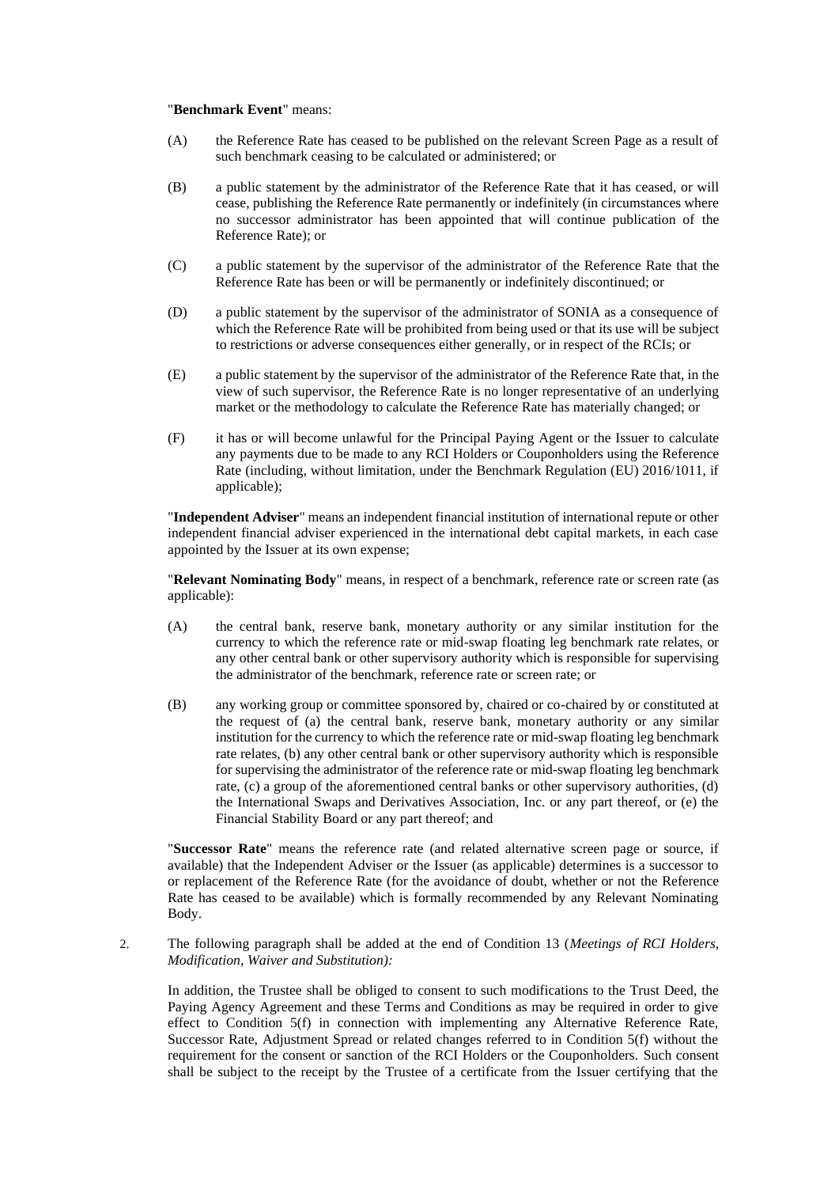"**Benchmark Event**" means:

(A) the Reference Rate has ceased to be published on the relevant Screen Page as a result of such benchmark ceasing to be calculated or administered; or

(B) a public statement by the administrator of the Reference Rate that it has ceased, or will cease, publishing the Reference Rate permanently or indefinitely (in circumstances where no successor administrator has been appointed that will continue publication of the Reference Rate); or

(C) a public statement by the supervisor of the administrator of the Reference Rate that the Reference Rate has been or will be permanently or indefinitely discontinued; or

(D) a public statement by the supervisor of the administrator of SONIA as a consequence of which the Reference Rate will be prohibited from being used or that its use will be subject to restrictions or adverse consequences either generally, or in respect of the RCIs; or

(E) a public statement by the supervisor of the administrator of the Reference Rate that, in the view of such supervisor, the Reference Rate is no longer representative of an underlying market or the methodology to calculate the Reference Rate has materially changed; or

(F) it has or will become unlawful for the Principal Paying Agent or the Issuer to calculate any payments due to be made to any RCI Holders or Couponholders using the Reference Rate (including, without limitation, under the Benchmark Regulation (EU) 2016/1011, if applicable);

"**Independent Adviser**" means an independent financial institution of international repute or other independent financial adviser experienced in the international debt capital markets, in each case appointed by the Issuer at its own expense;

"**Relevant Nominating Body**" means, in respect of a benchmark, reference rate or screen rate (as applicable):

(A) the central bank, reserve bank, monetary authority or any similar institution for the currency to which the reference rate or mid-swap floating leg benchmark rate relates, or any other central bank or other supervisory authority which is responsible for supervising the administrator of the benchmark, reference rate or screen rate; or

(B) any working group or committee sponsored by, chaired or co-chaired by or constituted at the request of (a) the central bank, reserve bank, monetary authority or any similar institution for the currency to which the reference rate or mid-swap floating leg benchmark rate relates, (b) any other central bank or other supervisory authority which is responsible for supervising the administrator of the reference rate or mid-swap floating leg benchmark rate, (c) a group of the aforementioned central banks or other supervisory authorities, (d) the International Swaps and Derivatives Association, Inc. or any part thereof, or (e) the Financial Stability Board or any part thereof; and

"**Successor Rate**" means the reference rate (and related alternative screen page or source, if available) that the Independent Adviser or the Issuer (as applicable) determines is a successor to or replacement of the Reference Rate (for the avoidance of doubt, whether or not the Reference Rate has ceased to be available) which is formally recommended by any Relevant Nominating Body.

2. The following paragraph shall be added at the end of Condition 13 (*Meetings of RCI Holders, Modification, Waiver and Substitution):*

In addition, the Trustee shall be obliged to consent to such modifications to the Trust Deed, the Paying Agency Agreement and these Terms and Conditions as may be required in order to give effect to Condition 5(f) in connection with implementing any Alternative Reference Rate, Successor Rate, Adjustment Spread or related changes referred to in Condition 5(f) without the requirement for the consent or sanction of the RCI Holders or the Couponholders. Such consent shall be subject to the receipt by the Trustee of a certificate from the Issuer certifying that the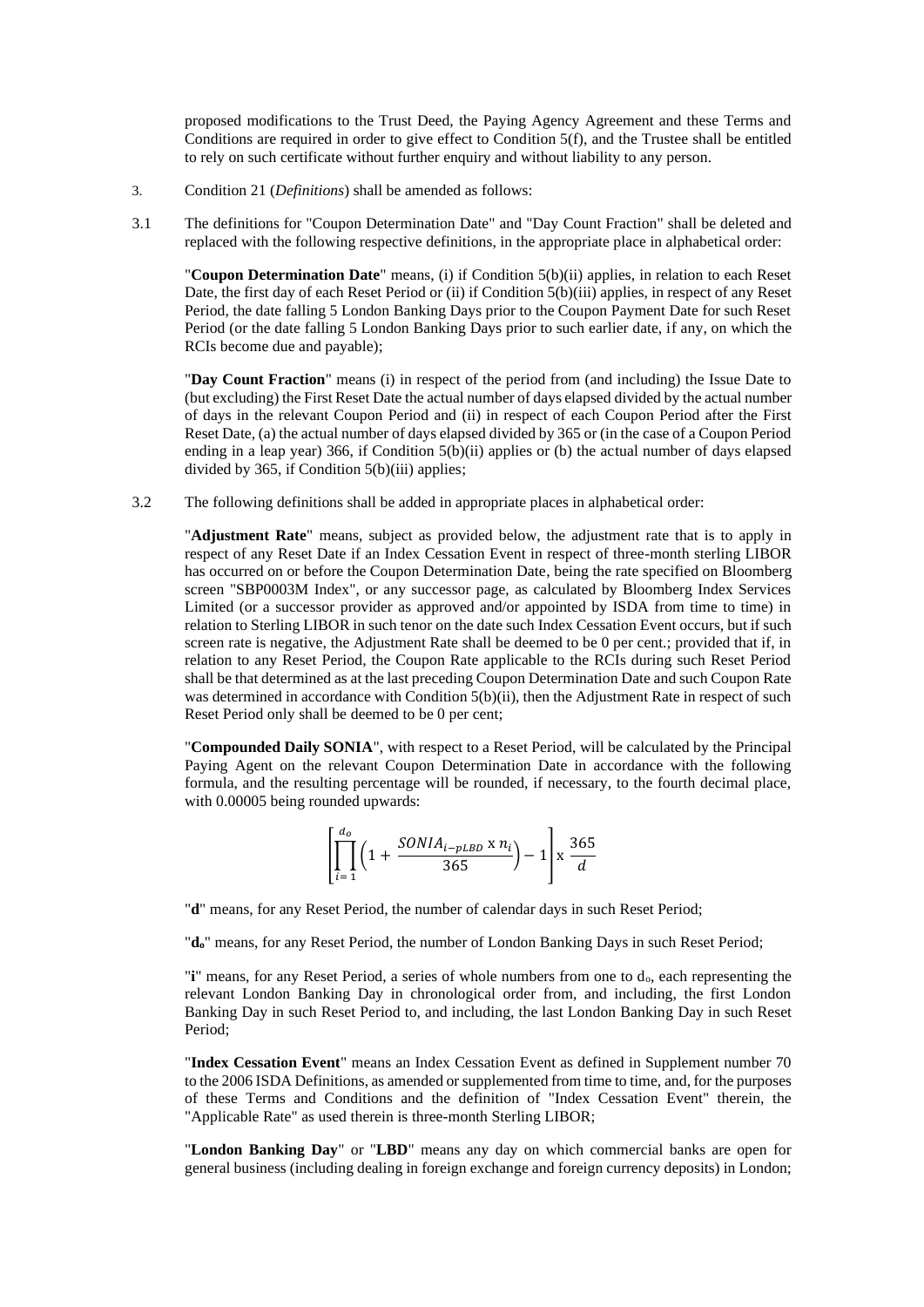proposed modifications to the Trust Deed, the Paying Agency Agreement and these Terms and Conditions are required in order to give effect to Condition 5(f), and the Trustee shall be entitled to rely on such certificate without further enquiry and without liability to any person.

3. Condition 21 (*Definitions*) shall be amended as follows:

3.1 The definitions for "Coupon Determination Date" and "Day Count Fraction" shall be deleted and replaced with the following respective definitions, in the appropriate place in alphabetical order:

"**Coupon Determination Date**" means, (i) if Condition 5(b)(ii) applies, in relation to each Reset Date, the first day of each Reset Period or (ii) if Condition 5(b)(iii) applies, in respect of any Reset Period, the date falling 5 London Banking Days prior to the Coupon Payment Date for such Reset Period (or the date falling 5 London Banking Days prior to such earlier date, if any, on which the RCIs become due and payable);

"**Day Count Fraction**" means (i) in respect of the period from (and including) the Issue Date to (but excluding) the First Reset Date the actual number of days elapsed divided by the actual number of days in the relevant Coupon Period and (ii) in respect of each Coupon Period after the First Reset Date, (a) the actual number of days elapsed divided by 365 or (in the case of a Coupon Period ending in a leap year) 366, if Condition 5(b)(ii) applies or (b) the actual number of days elapsed divided by 365, if Condition 5(b)(iii) applies;

3.2 The following definitions shall be added in appropriate places in alphabetical order:

"**Adjustment Rate**" means, subject as provided below, the adjustment rate that is to apply in respect of any Reset Date if an Index Cessation Event in respect of three-month sterling LIBOR has occurred on or before the Coupon Determination Date, being the rate specified on Bloomberg screen "SBP0003M Index", or any successor page, as calculated by Bloomberg Index Services Limited (or a successor provider as approved and/or appointed by ISDA from time to time) in relation to Sterling LIBOR in such tenor on the date such Index Cessation Event occurs, but if such screen rate is negative, the Adjustment Rate shall be deemed to be 0 per cent.; provided that if, in relation to any Reset Period, the Coupon Rate applicable to the RCIs during such Reset Period shall be that determined as at the last preceding Coupon Determination Date and such Coupon Rate was determined in accordance with Condition 5(b)(ii), then the Adjustment Rate in respect of such Reset Period only shall be deemed to be 0 per cent;

"**Compounded Daily SONIA**", with respect to a Reset Period, will be calculated by the Principal Paying Agent on the relevant Coupon Determination Date in accordance with the following formula, and the resulting percentage will be rounded, if necessary, to the fourth decimal place, with 0.00005 being rounded upwards:

$$\left[\prod_{i=1}^{d_o}\left(1+\frac{SONIA_{i-pLBD} \text{ x } n_i}{365}\right)-1\right] \text{x } \frac{365}{d}$$

"**d**" means, for any Reset Period, the number of calendar days in such Reset Period;

"**$d_o$**" means, for any Reset Period, the number of London Banking Days in such Reset Period;

"**i**" means, for any Reset Period, a series of whole numbers from one to $d_o$, each representing the relevant London Banking Day in chronological order from, and including, the first London Banking Day in such Reset Period to, and including, the last London Banking Day in such Reset Period;

"**Index Cessation Event**" means an Index Cessation Event as defined in Supplement number 70 to the 2006 ISDA Definitions, as amended or supplemented from time to time, and, for the purposes of these Terms and Conditions and the definition of "Index Cessation Event" therein, the "Applicable Rate" as used therein is three-month Sterling LIBOR;

"**London Banking Day**" or "**LBD**" means any day on which commercial banks are open for general business (including dealing in foreign exchange and foreign currency deposits) in London;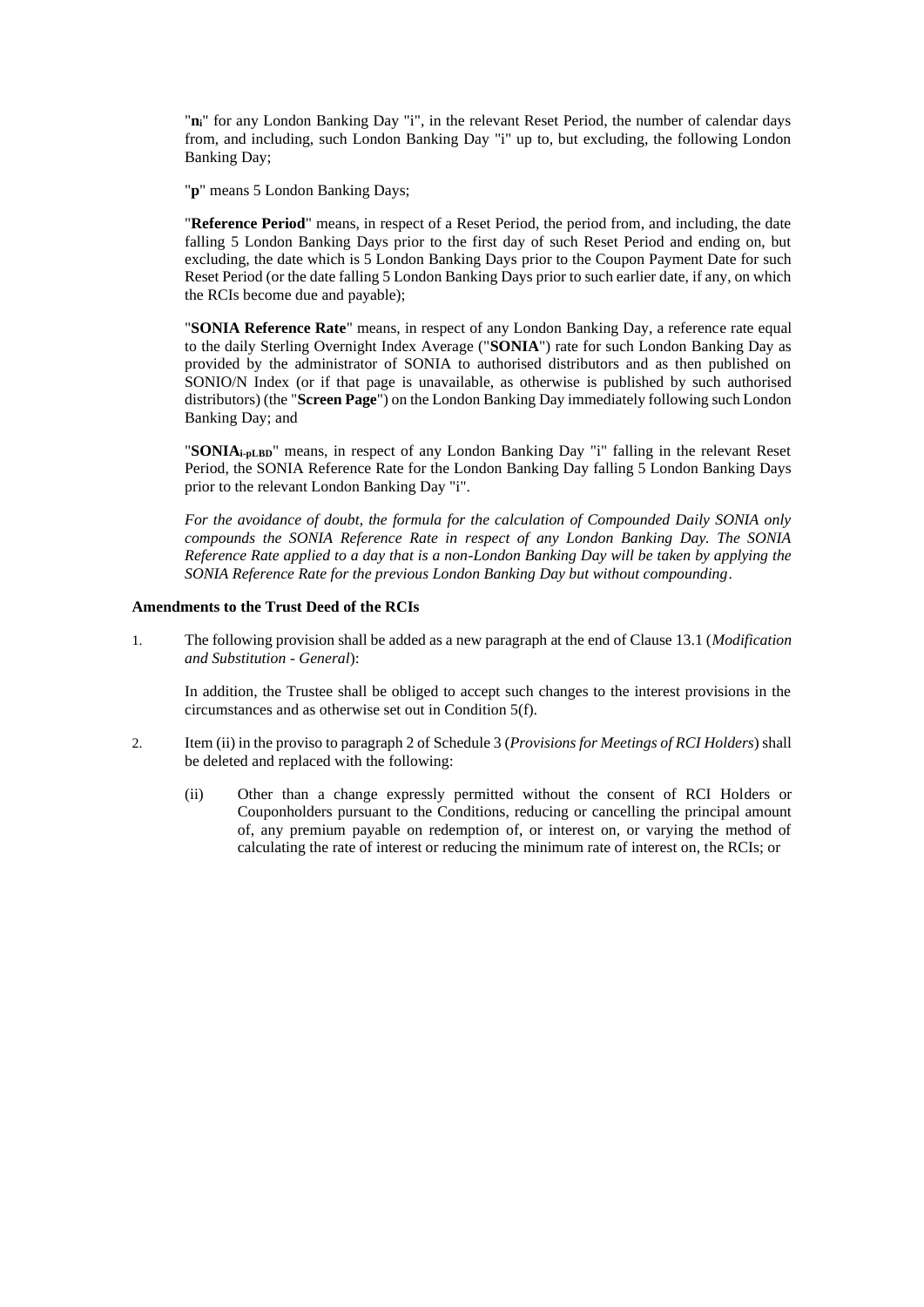"$n_i$" for any London Banking Day "i", in the relevant Reset Period, the number of calendar days from, and including, such London Banking Day "i" up to, but excluding, the following London Banking Day;

"**p**" means 5 London Banking Days;

"**Reference Period**" means, in respect of a Reset Period, the period from, and including, the date falling 5 London Banking Days prior to the first day of such Reset Period and ending on, but excluding, the date which is 5 London Banking Days prior to the Coupon Payment Date for such Reset Period (or the date falling 5 London Banking Days prior to such earlier date, if any, on which the RCIs become due and payable);

"**SONIA Reference Rate**" means, in respect of any London Banking Day, a reference rate equal to the daily Sterling Overnight Index Average ("**SONIA**") rate for such London Banking Day as provided by the administrator of SONIA to authorised distributors and as then published on SONIO/N Index (or if that page is unavailable, as otherwise is published by such authorised distributors) (the "**Screen Page**") on the London Banking Day immediately following such London Banking Day; and

"$\mathbf{SONIA_{i\text{-}pLBD}}$" means, in respect of any London Banking Day "i" falling in the relevant Reset Period, the SONIA Reference Rate for the London Banking Day falling 5 London Banking Days prior to the relevant London Banking Day "i".

*For the avoidance of doubt, the formula for the calculation of Compounded Daily SONIA only compounds the SONIA Reference Rate in respect of any London Banking Day. The SONIA Reference Rate applied to a day that is a non-London Banking Day will be taken by applying the SONIA Reference Rate for the previous London Banking Day but without compounding.*

**Amendments to the Trust Deed of the RCIs**

1. The following provision shall be added as a new paragraph at the end of Clause 13.1 (*Modification and Substitution - General*):

   In addition, the Trustee shall be obliged to accept such changes to the interest provisions in the circumstances and as otherwise set out in Condition 5(f).

2. Item (ii) in the proviso to paragraph 2 of Schedule 3 (*Provisions for Meetings of RCI Holders*) shall be deleted and replaced with the following:

   (ii) Other than a change expressly permitted without the consent of RCI Holders or Couponholders pursuant to the Conditions, reducing or cancelling the principal amount of, any premium payable on redemption of, or interest on, or varying the method of calculating the rate of interest or reducing the minimum rate of interest on, the RCIs; or